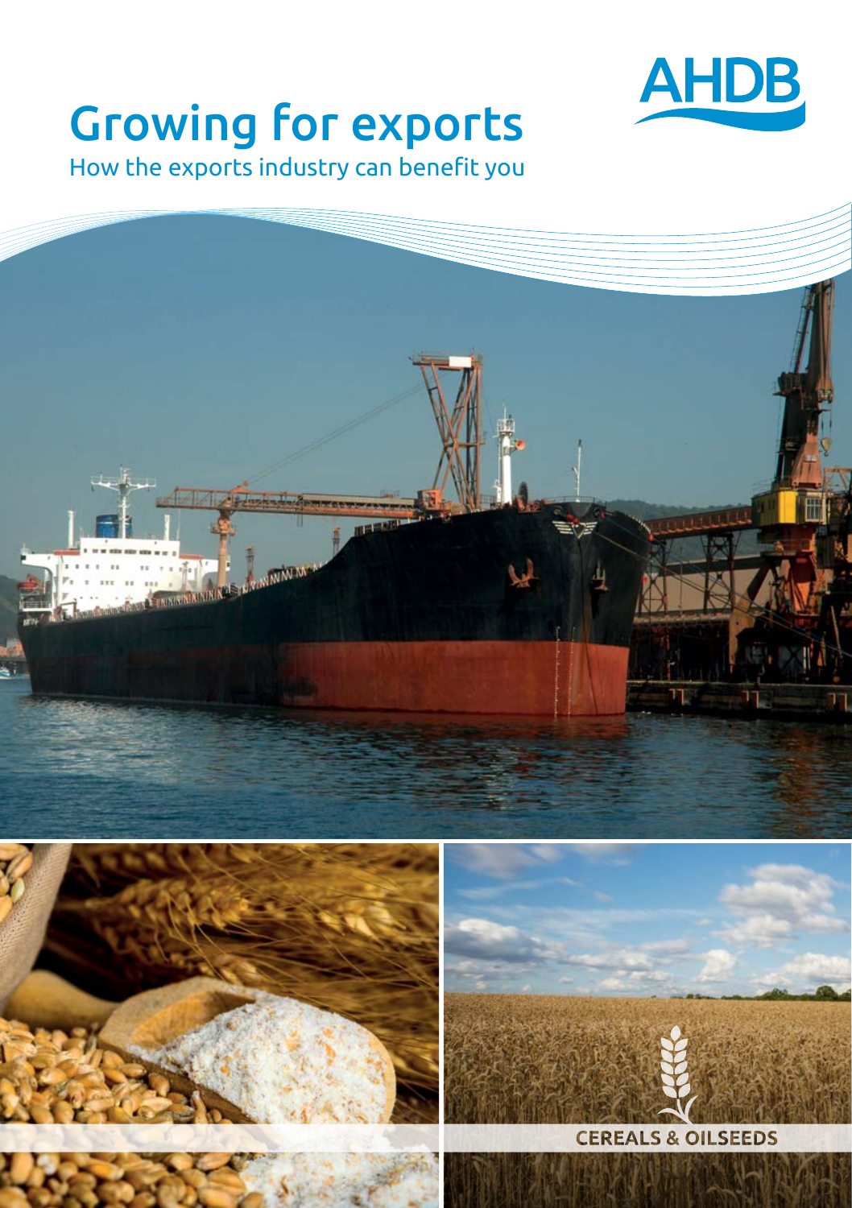# Growing for exports

How the exports industry can benefit you

AHDB

CEREALS & OILSEEDS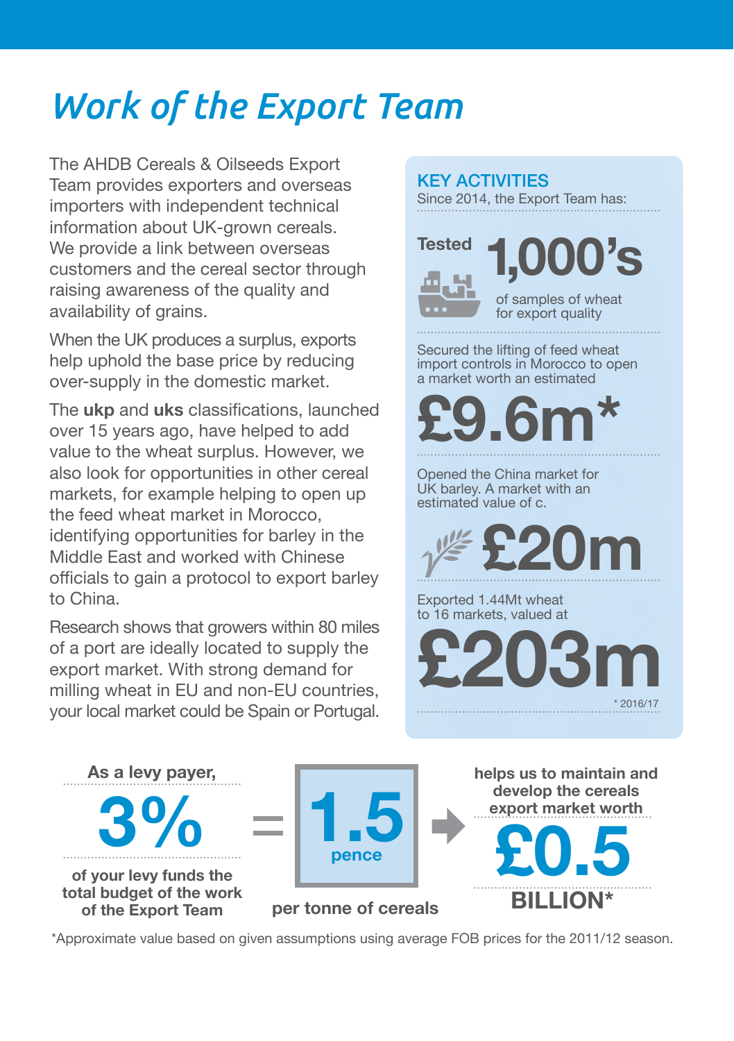# Work of the Export Team

The AHDB Cereals & Oilseeds Export Team provides exporters and overseas importers with independent technical information about UK-grown cereals. We provide a link between overseas customers and the cereal sector through raising awareness of the quality and availability of grains.

When the UK produces a surplus, exports help uphold the base price by reducing over-supply in the domestic market.

The **ukp** and **uks** classifications, launched over 15 years ago, have helped to add value to the wheat surplus. However, we also look for opportunities in other cereal markets, for example helping to open up the feed wheat market in Morocco, identifying opportunities for barley in the Middle East and worked with Chinese officials to gain a protocol to export barley to China.

Research shows that growers within 80 miles of a port are ideally located to supply the export market. With strong demand for milling wheat in EU and non-EU countries, your local market could be Spain or Portugal.

## KEY ACTIVITIES

Since 2014, the Export Team has:

**Tested 1,000's** of samples of wheat for export quality

Secured the lifting of feed wheat import controls in Morocco to open a market worth an estimated **£9.6m***

Opened the China market for UK barley. A market with an estimated value of c. **£20m**

Exported 1.44Mt wheat to 16 markets, valued at **£203m**

\* 2016/17

---

**As a levy payer, 3%** of your levy funds the total budget of the work of the Export Team = **1.5 pence** per tonne of cereals → helps us to maintain and develop the cereals export market worth **£0.5 BILLION***

*Approximate value based on given assumptions using average FOB prices for the 2011/12 season.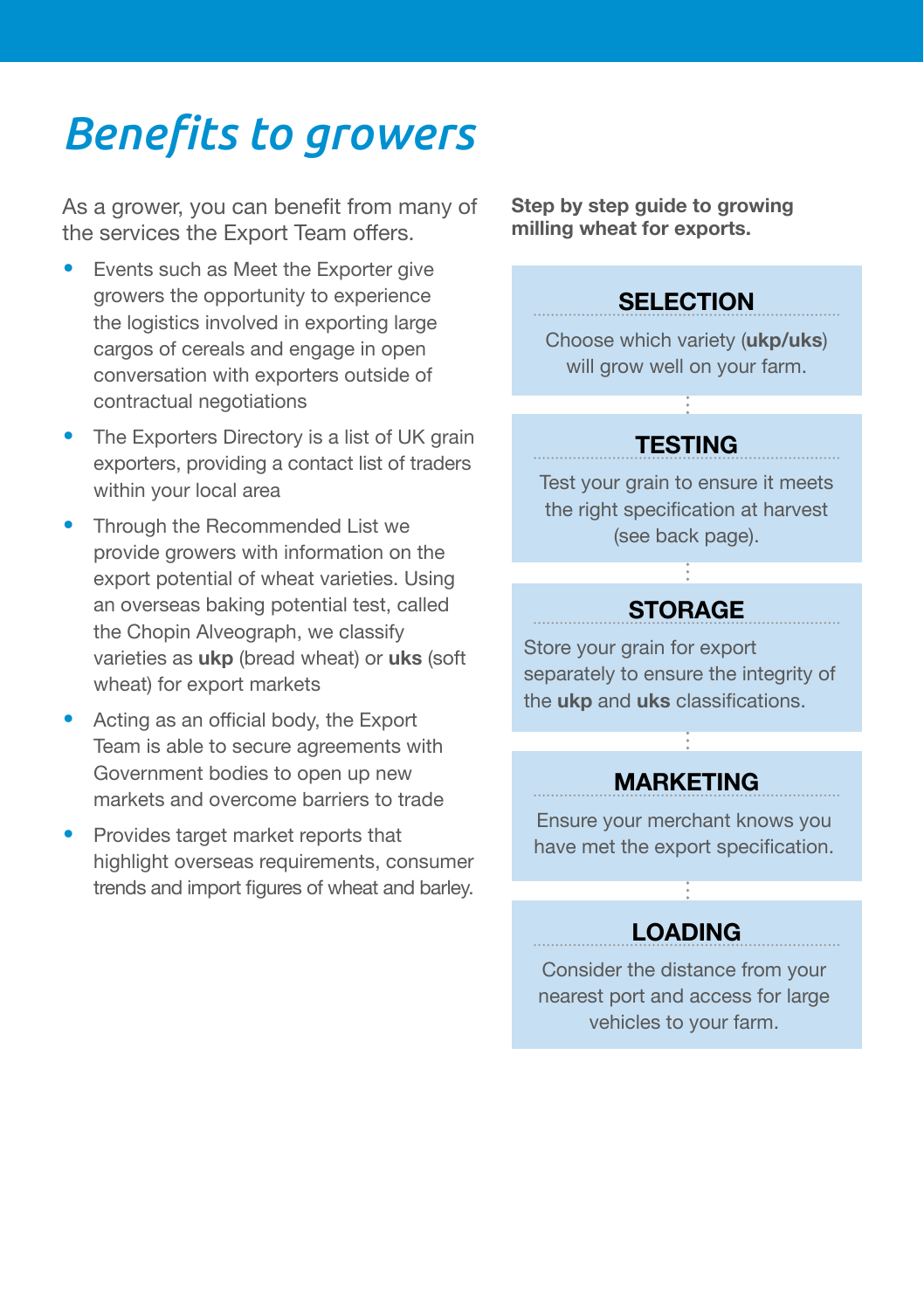# Benefits to growers

As a grower, you can benefit from many of the services the Export Team offers.

- Events such as Meet the Exporter give growers the opportunity to experience the logistics involved in exporting large cargos of cereals and engage in open conversation with exporters outside of contractual negotiations
- The Exporters Directory is a list of UK grain exporters, providing a contact list of traders within your local area
- Through the Recommended List we provide growers with information on the export potential of wheat varieties. Using an overseas baking potential test, called the Chopin Alveograph, we classify varieties as **ukp** (bread wheat) or **uks** (soft wheat) for export markets
- Acting as an official body, the Export Team is able to secure agreements with Government bodies to open up new markets and overcome barriers to trade
- Provides target market reports that highlight overseas requirements, consumer trends and import figures of wheat and barley.

**Step by step guide to growing milling wheat for exports.**

### SELECTION

Choose which variety (**ukp/uks**) will grow well on your farm.

### TESTING

Test your grain to ensure it meets the right specification at harvest (see back page).

### STORAGE

Store your grain for export separately to ensure the integrity of the **ukp** and **uks** classifications.

### MARKETING

Ensure your merchant knows you have met the export specification.

### LOADING

Consider the distance from your nearest port and access for large vehicles to your farm.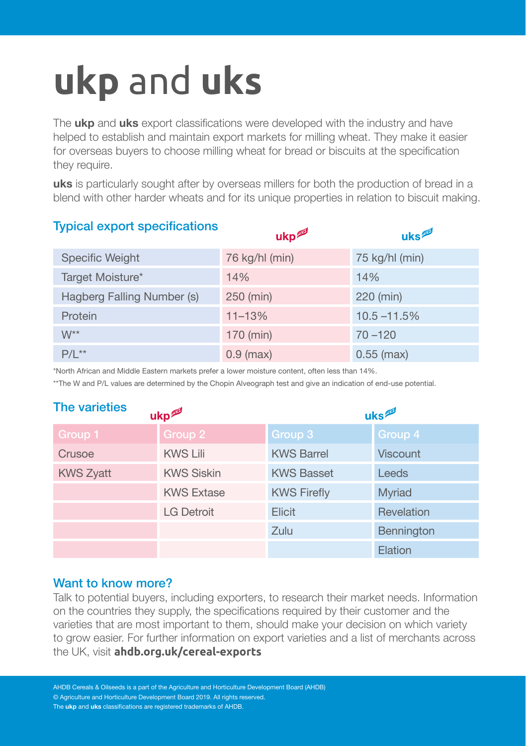# **ukp** and **uks**

The **ukp** and **uks** export classifications were developed with the industry and have helped to establish and maintain export markets for milling wheat. They make it easier for overseas buyers to choose milling wheat for bread or biscuits at the specification they require.

**uks** is particularly sought after by overseas millers for both the production of bread in a blend with other harder wheats and for its unique properties in relation to biscuit making.

## Typical export specifications

| | ukp | uks |
|---|---|---|
| Specific Weight | 76 kg/hl (min) | 75 kg/hl (min) |
| Target Moisture* | 14% | 14% |
| Hagberg Falling Number (s) | 250 (min) | 220 (min) |
| Protein | 11–13% | 10.5 –11.5% |
| W** | 170 (min) | 70 –120 |
| P/L** | 0.9 (max) | 0.55 (max) |

*North African and Middle Eastern markets prefer a lower moisture content, often less than 14%.

**The W and P/L values are determined by the Chopin Alveograph test and give an indication of end-use potential.

## The varieties

| ukp | | uks | |
|---|---|---|---|
| Group 1 | Group 2 | Group 3 | Group 4 |
| Crusoe | KWS Lili | KWS Barrel | Viscount |
| KWS Zyatt | KWS Siskin | KWS Basset | Leeds |
| | KWS Extase | KWS Firefly | Myriad |
| | LG Detroit | Elicit | Revelation |
| | | Zulu | Bennington |
| | | | Elation |

## Want to know more?

Talk to potential buyers, including exporters, to research their market needs. Information on the countries they supply, the specifications required by their customer and the varieties that are most important to them, should make your decision on which variety to grow easier. For further information on export varieties and a list of merchants across the UK, visit **ahdb.org.uk/cereal-exports**

AHDB Cereals & Oilseeds is a part of the Agriculture and Horticulture Development Board (AHDB)
© Agriculture and Horticulture Development Board 2019. All rights reserved.
The **ukp** and **uks** classifications are registered trademarks of AHDB.